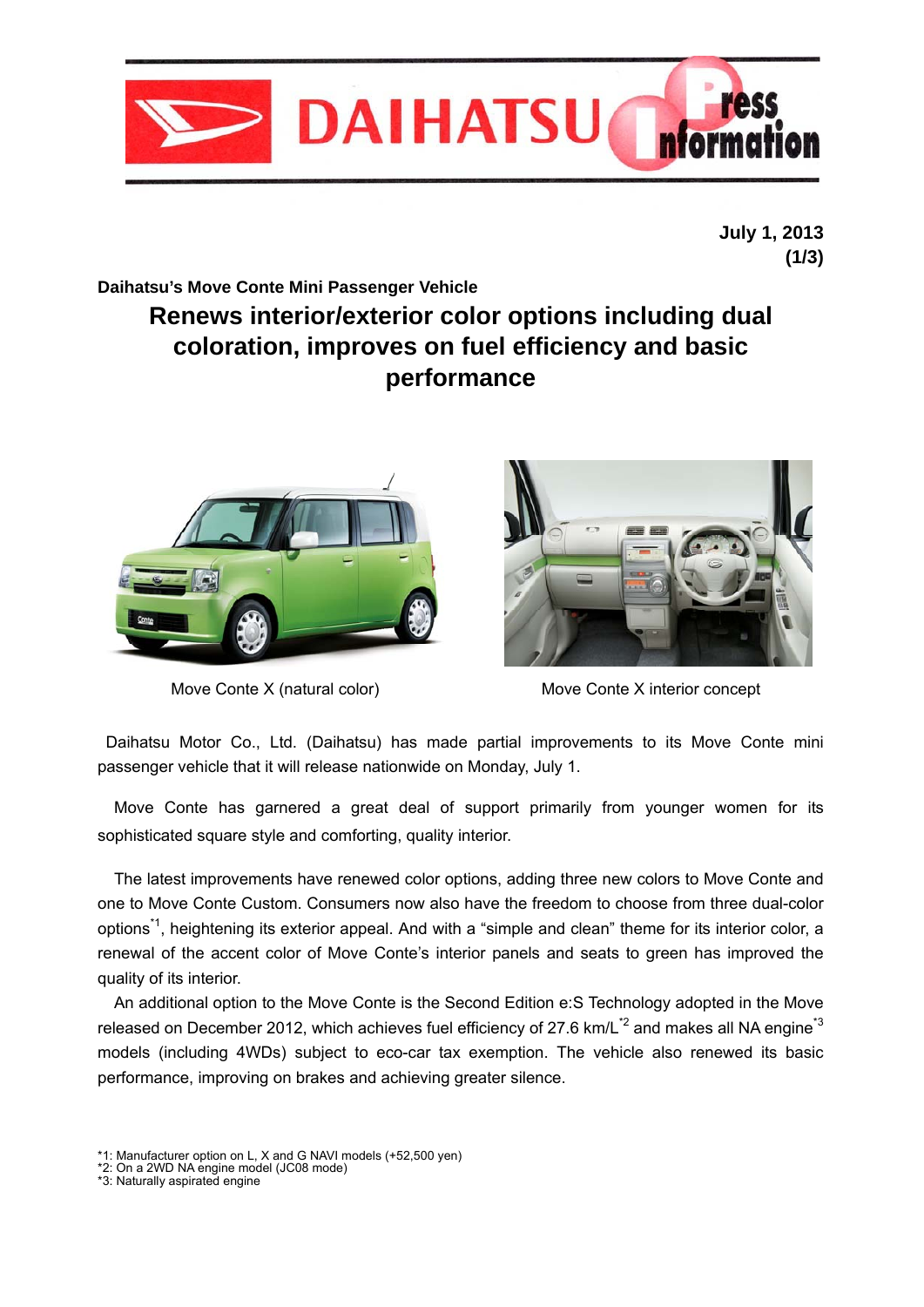July 1, 2013
(1/3)

**Daihatsu's Move Conte Mini Passenger Vehicle**

# Renews interior/exterior color options including dual coloration, improves on fuel efficiency and basic performance

Move Conte X (natural color)

Move Conte X interior concept

Daihatsu Motor Co., Ltd. (Daihatsu) has made partial improvements to its Move Conte mini passenger vehicle that it will release nationwide on Monday, July 1.

Move Conte has garnered a great deal of support primarily from younger women for its sophisticated square style and comforting, quality interior.

The latest improvements have renewed color options, adding three new colors to Move Conte and one to Move Conte Custom. Consumers now also have the freedom to choose from three dual-color options[*1], heightening its exterior appeal. And with a "simple and clean" theme for its interior color, a renewal of the accent color of Move Conte's interior panels and seats to green has improved the quality of its interior.

An additional option to the Move Conte is the Second Edition e:S Technology adopted in the Move released on December 2012, which achieves fuel efficiency of 27.6 km/L[*2] and makes all NA engine[*3] models (including 4WDs) subject to eco-car tax exemption. The vehicle also renewed its basic performance, improving on brakes and achieving greater silence.

*1: Manufacturer option on L, X and G NAVI models (+52,500 yen)
*2: On a 2WD NA engine model (JC08 mode)
*3: Naturally aspirated engine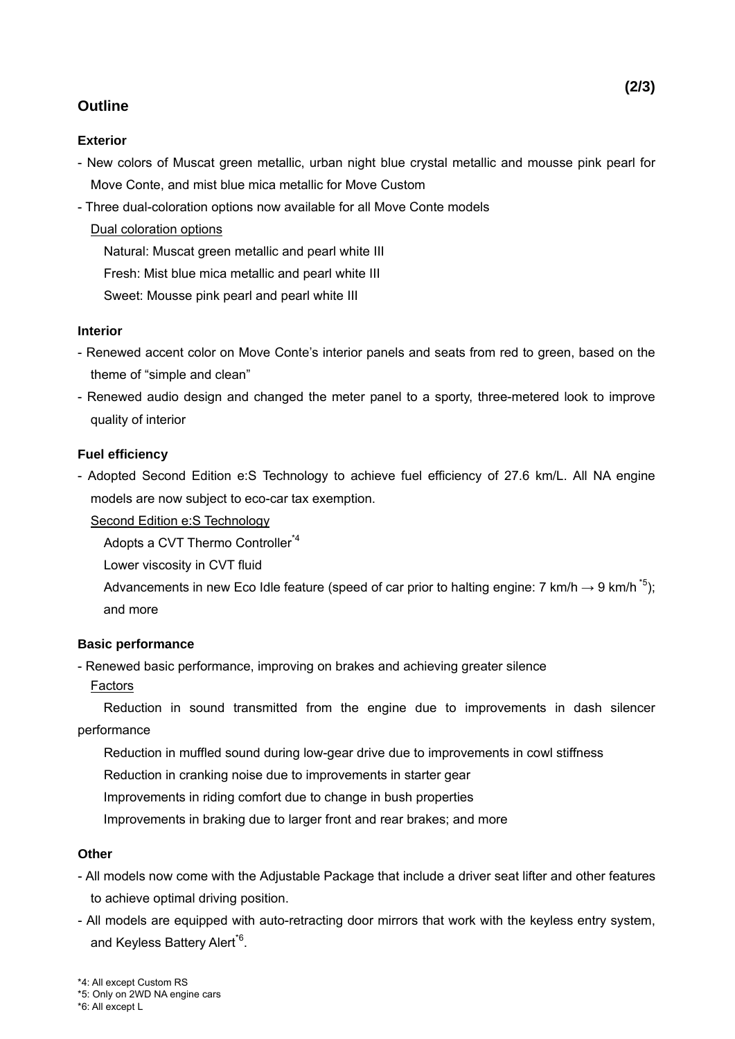## Outline

### Exterior

- New colors of Muscat green metallic, urban night blue crystal metallic and mousse pink pearl for Move Conte, and mist blue mica metallic for Move Custom
- Three dual-coloration options now available for all Move Conte models

  Dual coloration options

  Natural: Muscat green metallic and pearl white III

  Fresh: Mist blue mica metallic and pearl white III

  Sweet: Mousse pink pearl and pearl white III

### Interior

- Renewed accent color on Move Conte's interior panels and seats from red to green, based on the theme of "simple and clean"
- Renewed audio design and changed the meter panel to a sporty, three-metered look to improve quality of interior

### Fuel efficiency

- Adopted Second Edition e:S Technology to achieve fuel efficiency of 27.6 km/L. All NA engine models are now subject to eco-car tax exemption.

  Second Edition e:S Technology

  Adopts a CVT Thermo Controller[*4]

  Lower viscosity in CVT fluid

  Advancements in new Eco Idle feature (speed of car prior to halting engine: 7 km/h → 9 km/h [*5]); and more

### Basic performance

- Renewed basic performance, improving on brakes and achieving greater silence

  Factors

  Reduction in sound transmitted from the engine due to improvements in dash silencer performance

  Reduction in muffled sound during low-gear drive due to improvements in cowl stiffness

  Reduction in cranking noise due to improvements in starter gear

  Improvements in riding comfort due to change in bush properties

  Improvements in braking due to larger front and rear brakes; and more

### Other

- All models now come with the Adjustable Package that include a driver seat lifter and other features to achieve optimal driving position.
- All models are equipped with auto-retracting door mirrors that work with the keyless entry system, and Keyless Battery Alert[*6].

*4: All except Custom RS
*5: Only on 2WD NA engine cars
*6: All except L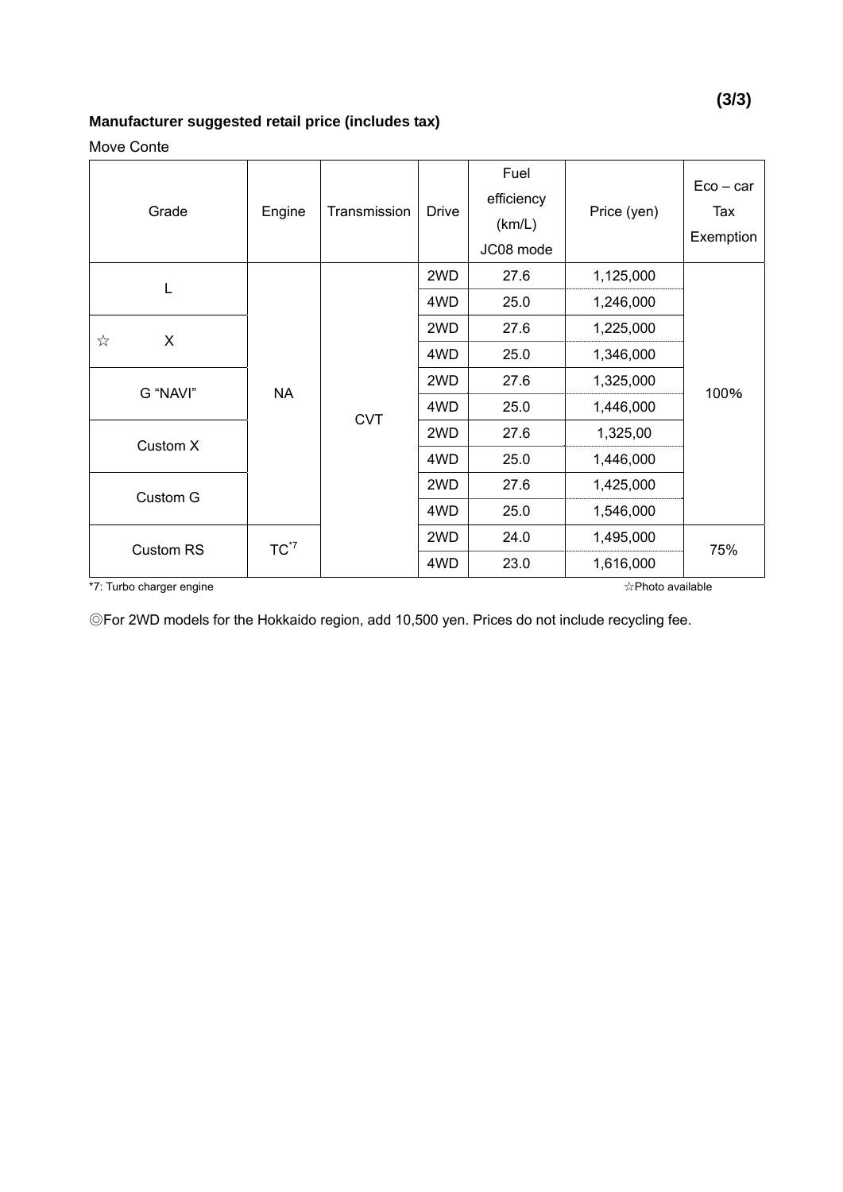**Manufacturer suggested retail price (includes tax)**

Move Conte

| Grade | Engine | Transmission | Drive | Fuel efficiency (km/L) JC08 mode | Price (yen) | Eco – car Tax Exemption |
|---|---|---|---|---|---|---|
| L | NA | CVT | 2WD | 27.6 | 1,125,000 | 100% |
| | | | 4WD | 25.0 | 1,246,000 | |
| ☆ X | | | 2WD | 27.6 | 1,225,000 | |
| | | | 4WD | 25.0 | 1,346,000 | |
| G “NAVI” | | | 2WD | 27.6 | 1,325,000 | |
| | | | 4WD | 25.0 | 1,446,000 | |
| Custom X | | | 2WD | 27.6 | 1,325,00 | |
| | | | 4WD | 25.0 | 1,446,000 | |
| Custom G | | | 2WD | 27.6 | 1,425,000 | |
| | | | 4WD | 25.0 | 1,546,000 | |
| Custom RS | TC[*7] | | 2WD | 24.0 | 1,495,000 | 75% |
| | | | 4WD | 23.0 | 1,616,000 | |

*7: Turbo charger engine

☆Photo available

◎For 2WD models for the Hokkaido region, add 10,500 yen. Prices do not include recycling fee.